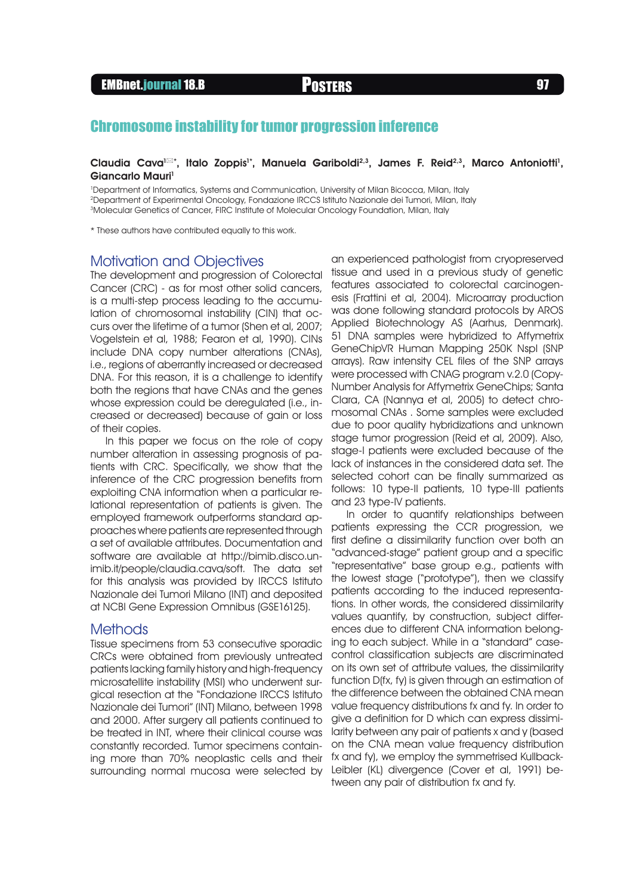# Chromosome instability for tumor progression inference

**Claudia Cava[1]✉\*, Italo Zoppis[1]\*, Manuela Gariboldi[2,3], James F. Reid[2,3], Marco Antoniotti[1], Giancarlo Mauri[1]**

[1]Department of Informatics, Systems and Communication, University of Milan Bicocca, Milan, Italy
[2]Department of Experimental Oncology, Fondazione IRCCS Istituto Nazionale dei Tumori, Milan, Italy
[3]Molecular Genetics of Cancer, FIRC Institute of Molecular Oncology Foundation, Milan, Italy

\* These authors have contributed equally to this work.

## Motivation and Objectives

The development and progression of Colorectal Cancer (CRC) - as for most other solid cancers, is a multi-step process leading to the accumulation of chromosomal instability (CIN) that occurs over the lifetime of a tumor (Shen et al, 2007; Vogelstein et al, 1988; Fearon et al, 1990). CINs include DNA copy number alterations (CNAs), i.e., regions of aberrantly increased or decreased DNA. For this reason, it is a challenge to identify both the regions that have CNAs and the genes whose expression could be deregulated (i.e., increased or decreased) because of gain or loss of their copies.

In this paper we focus on the role of copy number alteration in assessing prognosis of patients with CRC. Specifically, we show that the inference of the CRC progression benefits from exploiting CNA information when a particular relational representation of patients is given. The employed framework outperforms standard approaches where patients are represented through a set of available attributes. Documentation and software are available at http://bimib.disco.unimib.it/people/claudia.cava/soft. The data set for this analysis was provided by IRCCS Istituto Nazionale dei Tumori Milano (INT) and deposited at NCBI Gene Expression Omnibus (GSE16125).

## Methods

Tissue specimens from 53 consecutive sporadic CRCs were obtained from previously untreated patients lacking family history and high-frequency microsatellite instability (MSI) who underwent surgical resection at the "Fondazione IRCCS Istituto Nazionale dei Tumori" (INT) Milano, between 1998 and 2000. After surgery all patients continued to be treated in INT, where their clinical course was constantly recorded. Tumor specimens containing more than 70% neoplastic cells and their surrounding normal mucosa were selected by an experienced pathologist from cryopreserved tissue and used in a previous study of genetic features associated to colorectal carcinogenesis (Frattini et al, 2004). Microarray production was done following standard protocols by AROS Applied Biotechnology AS (Aarhus, Denmark). 51 DNA samples were hybridized to Affymetrix GeneChipVR Human Mapping 250K NspI (SNP arrays). Raw intensity CEL files of the SNP arrays were processed with CNAG program v.2.0 (Copy-Number Analysis for Affymetrix GeneChips; Santa Clara, CA (Nannya et al, 2005) to detect chromosomal CNAs . Some samples were excluded due to poor quality hybridizations and unknown stage tumor progression (Reid et al, 2009). Also, stage-I patients were excluded because of the lack of instances in the considered data set. The selected cohort can be finally summarized as follows: 10 type-II patients, 10 type-III patients and 23 type-IV patients.

In order to quantify relationships between patients expressing the CCR progression, we first define a dissimilarity function over both an "advanced-stage" patient group and a specific "representative" base group e.g., patients with the lowest stage ("prototype"), then we classify patients according to the induced representations. In other words, the considered dissimilarity values quantify, by construction, subject differences due to different CNA information belonging to each subject. While in a "standard" case-control classification subjects are discriminated on its own set of attribute values, the dissimilarity function D(fx, fy) is given through an estimation of the difference between the obtained CNA mean value frequency distributions fx and fy. In order to give a definition for D which can express dissimilarity between any pair of patients x and y (based on the CNA mean value frequency distribution fx and fy), we employ the symmetrised Kullback-Leibler (KL) divergence (Cover et al, 1991) between any pair of distribution fx and fy.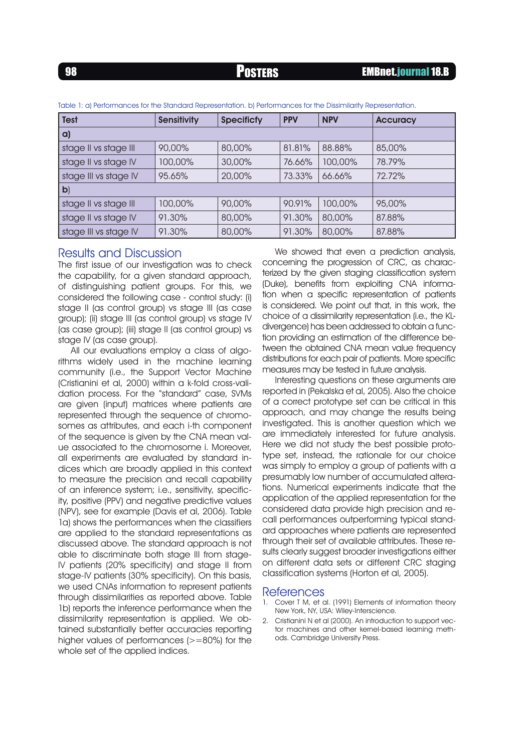Table 1: a) Performances for the Standard Representation. b) Performances for the Dissimilarity Representation.

| Test | Sensitivity | Specificfy | PPV | NPV | Accuracy |
|---|---|---|---|---|---|
| **a)** | | | | | |
| stage II vs stage III | 90,00% | 80,00% | 81.81% | 88.88% | 85,00% |
| stage II vs stage IV | 100,00% | 30,00% | 76.66% | 100,00% | 78.79% |
| stage III vs stage IV | 95.65% | 20,00% | 73.33% | 66.66% | 72.72% |
| **b)** | | | | | |
| stage II vs stage III | 100,00% | 90,00% | 90.91% | 100,00% | 95,00% |
| stage II vs stage IV | 91.30% | 80,00% | 91.30% | 80,00% | 87.88% |
| stage III vs stage IV | 91.30% | 80,00% | 91.30% | 80,00% | 87.88% |

## Results and Discussion

The first issue of our investigation was to check the capability, for a given standard approach, of distinguishing patient groups. For this, we considered the following case - control study: (i) stage II (as control group) vs stage III (as case group); (ii) stage III (as control group) vs stage IV (as case group); (iii) stage II (as control group) vs stage IV (as case group).

All our evaluations employ a class of algorithms widely used in the machine learning community (i.e., the Support Vector Machine (Cristianini et al, 2000) within a k-fold cross-validation process. For the "standard" case, SVMs are given (input) matrices where patients are represented through the sequence of chromosomes as attributes, and each i-th component of the sequence is given by the CNA mean value associated to the chromosome i. Moreover, all experiments are evaluated by standard indices which are broadly applied in this context to measure the precision and recall capability of an inference system; i.e., sensitivity, specificity, positive (PPV) and negative predictive values (NPV), see for example (Davis et al, 2006). Table 1a) shows the performances when the classifiers are applied to the standard representations as discussed above. The standard approach is not able to discriminate both stage III from stage-IV patients (20% specificity) and stage II from stage-IV patients (30% specificity). On this basis, we used CNAs information to represent patients through dissimilarities as reported above. Table 1b) reports the inference performance when the dissimilarity representation is applied. We obtained substantially better accuracies reporting higher values of performances (>=80%) for the whole set of the applied indices.

We showed that even a prediction analysis, concerning the progression of CRC, as characterized by the given staging classification system (Duke), benefits from exploiting CNA information when a specific representation of patients is considered. We point out that, in this work, the choice of a dissimilarity representation (i.e., the KL-divergence) has been addressed to obtain a function providing an estimation of the difference between the obtained CNA mean value frequency distributions for each pair of patients. More specific measures may be tested in future analysis.

Interesting questions on these arguments are reported in (Pekalska et al, 2005). Also the choice of a correct prototype set can be critical in this approach, and may change the results being investigated. This is another question which we are immediately interested for future analysis. Here we did not study the best possible prototype set, instead, the rationale for our choice was simply to employ a group of patients with a presumably low number of accumulated alterations. Numerical experiments indicate that the application of the applied representation for the considered data provide high precision and recall performances outperforming typical standard approaches where patients are represented through their set of available attributes. These results clearly suggest broader investigations either on different data sets or different CRC staging classification systems (Horton et al, 2005).

## References

1. Cover T M, et al. (1991) Elements of information theory New York, NY, USA: Wiley-Interscience.
2. Cristianini N et al (2000). An introduction to support vector machines and other kernel-based learning methods. Cambridge University Press.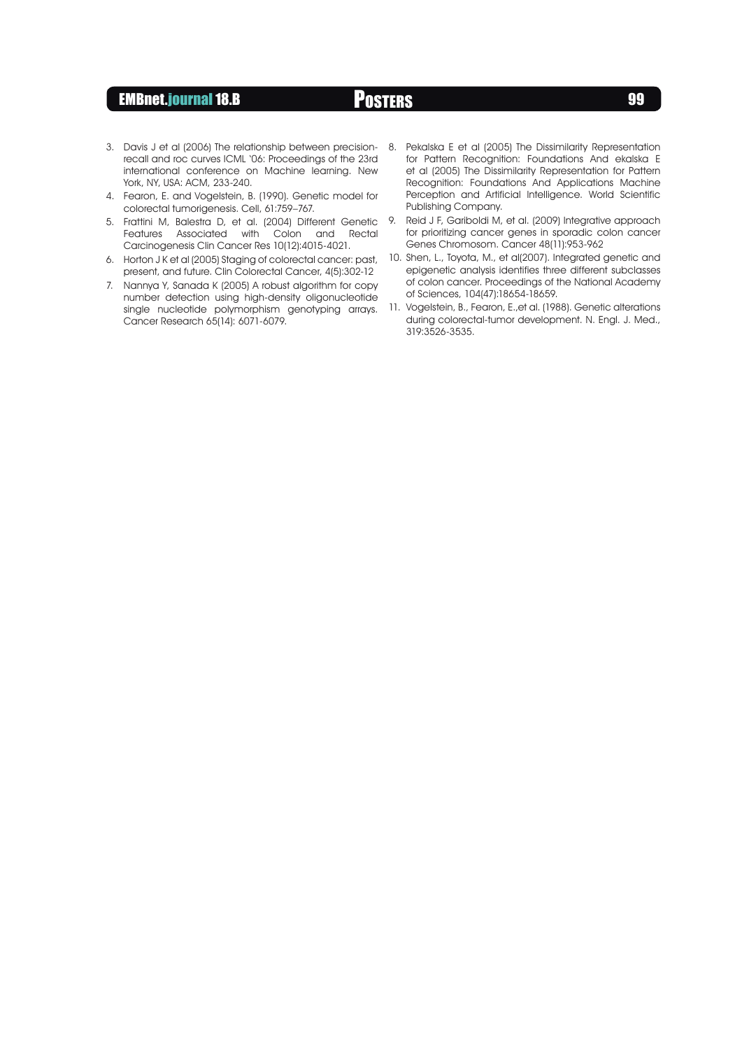3. Davis J et al (2006) The relationship between precision-recall and roc curves ICML '06: Proceedings of the 23rd international conference on Machine learning. New York, NY, USA: ACM, 233-240.
4. Fearon, E. and Vogelstein, B. (1990). Genetic model for colorectal tumorigenesis. Cell, 61:759–767.
5. Frattini M, Balestra D, et al. (2004) Different Genetic Features Associated with Colon and Rectal Carcinogenesis Clin Cancer Res 10(12):4015-4021.
6. Horton J K et al (2005) Staging of colorectal cancer: past, present, and future. Clin Colorectal Cancer, 4(5):302-12
7. Nannya Y, Sanada K (2005) A robust algorithm for copy number detection using high-density oligonucleotide single nucleotide polymorphism genotyping arrays. Cancer Research 65(14): 6071-6079.
8. Pekalska E et al (2005) The Dissimilarity Representation for Pattern Recognition: Foundations And ekalska E et al (2005) The Dissimilarity Representation for Pattern Recognition: Foundations And Applications Machine Perception and Artificial Intelligence. World Scientific Publishing Company.
9. Reid J F, Gariboldi M, et al. (2009) Integrative approach for prioritizing cancer genes in sporadic colon cancer Genes Chromosom. Cancer 48(11):953-962
10. Shen, L., Toyota, M., et al(2007). Integrated genetic and epigenetic analysis identifies three different subclasses of colon cancer. Proceedings of the National Academy of Sciences, 104(47):18654-18659.
11. Vogelstein, B., Fearon, E.,et al. (1988). Genetic alterations during colorectal-tumor development. N. Engl. J. Med., 319:3526-3535.